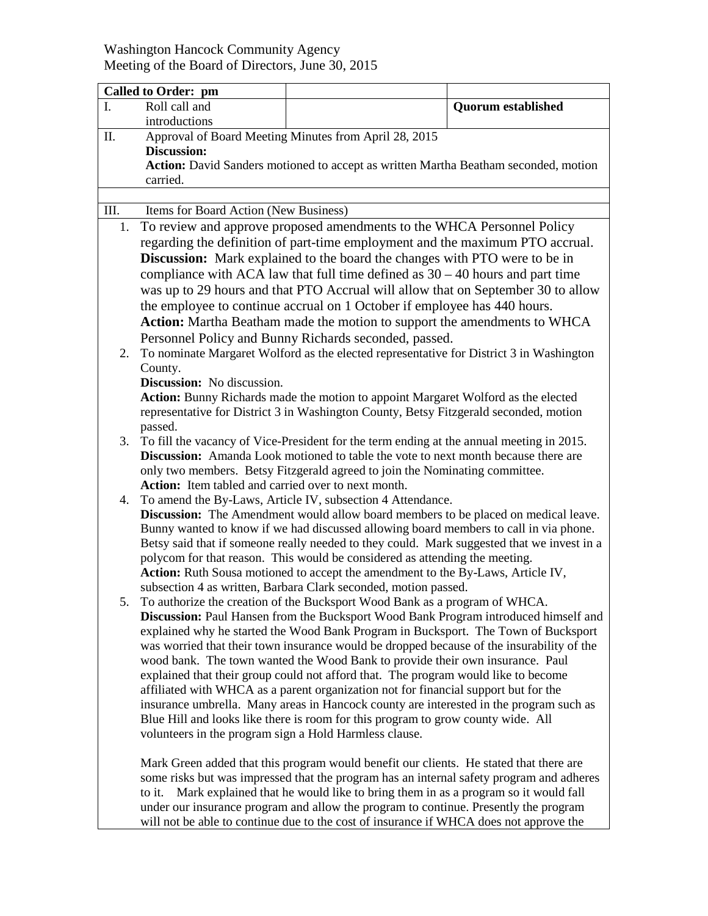Washington Hancock Community Agency
Meeting of the Board of Directors, June 30, 2015

| **Called to Order: pm** | | |
|---|---|---|
| I. Roll call and introductions | | **Quorum established** |

II. Approval of Board Meeting Minutes from April 28, 2015
**Discussion:**
**Action:** David Sanders motioned to accept as written Martha Beatham seconded, motion carried.

III. Items for Board Action (New Business)

1. To review and approve proposed amendments to the WHCA Personnel Policy regarding the definition of part-time employment and the maximum PTO accrual.
**Discussion:** Mark explained to the board the changes with PTO were to be in compliance with ACA law that full time defined as 30 – 40 hours and part time was up to 29 hours and that PTO Accrual will allow that on September 30 to allow the employee to continue accrual on 1 October if employee has 440 hours.
**Action:** Martha Beatham made the motion to support the amendments to WHCA Personnel Policy and Bunny Richards seconded, passed.
2. To nominate Margaret Wolford as the elected representative for District 3 in Washington County.
**Discussion:** No discussion.
**Action:** Bunny Richards made the motion to appoint Margaret Wolford as the elected representative for District 3 in Washington County, Betsy Fitzgerald seconded, motion passed.
3. To fill the vacancy of Vice-President for the term ending at the annual meeting in 2015.
**Discussion:** Amanda Look motioned to table the vote to next month because there are only two members. Betsy Fitzgerald agreed to join the Nominating committee.
**Action:** Item tabled and carried over to next month.
4. To amend the By-Laws, Article IV, subsection 4 Attendance.
**Discussion:** The Amendment would allow board members to be placed on medical leave. Bunny wanted to know if we had discussed allowing board members to call in via phone. Betsy said that if someone really needed to they could. Mark suggested that we invest in a polycom for that reason. This would be considered as attending the meeting.
**Action:** Ruth Sousa motioned to accept the amendment to the By-Laws, Article IV, subsection 4 as written, Barbara Clark seconded, motion passed.
5. To authorize the creation of the Bucksport Wood Bank as a program of WHCA.
**Discussion:** Paul Hansen from the Bucksport Wood Bank Program introduced himself and explained why he started the Wood Bank Program in Bucksport. The Town of Bucksport was worried that their town insurance would be dropped because of the insurability of the wood bank. The town wanted the Wood Bank to provide their own insurance. Paul explained that their group could not afford that. The program would like to become affiliated with WHCA as a parent organization not for financial support but for the insurance umbrella. Many areas in Hancock county are interested in the program such as Blue Hill and looks like there is room for this program to grow county wide. All volunteers in the program sign a Hold Harmless clause.

   Mark Green added that this program would benefit our clients. He stated that there are some risks but was impressed that the program has an internal safety program and adheres to it. Mark explained that he would like to bring them in as a program so it would fall under our insurance program and allow the program to continue. Presently the program will not be able to continue due to the cost of insurance if WHCA does not approve the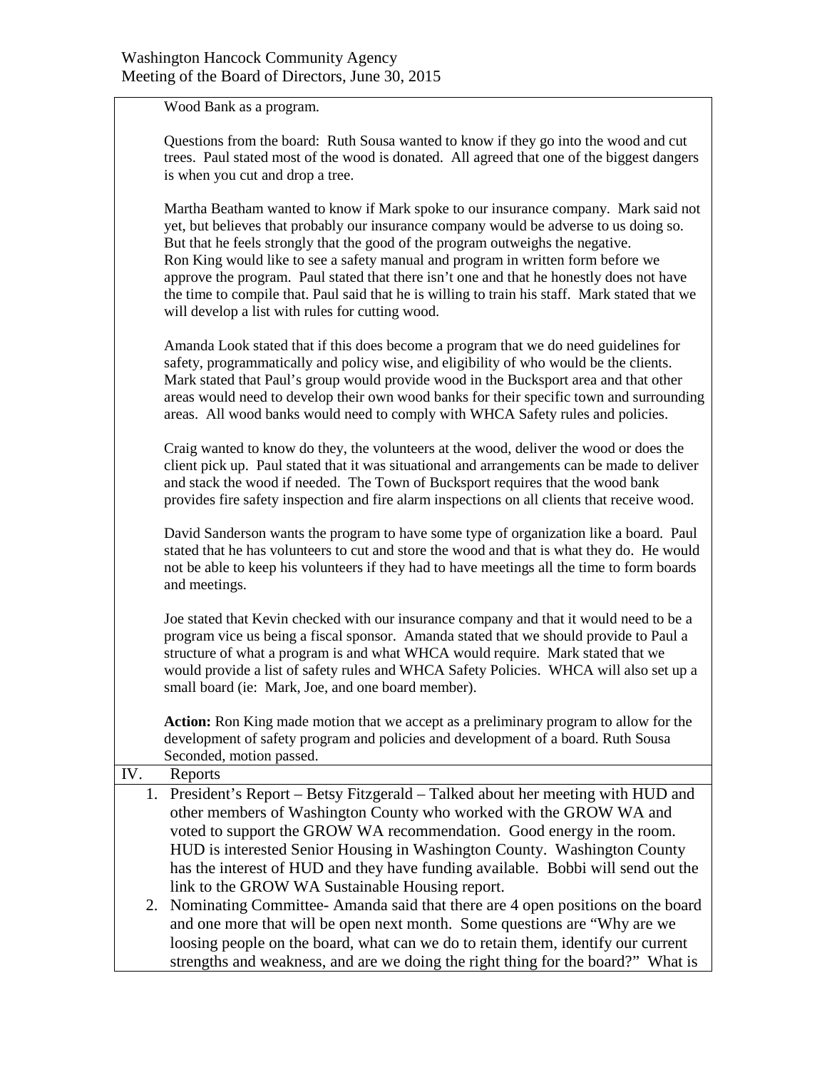Wood Bank as a program.

Questions from the board: Ruth Sousa wanted to know if they go into the wood and cut trees. Paul stated most of the wood is donated. All agreed that one of the biggest dangers is when you cut and drop a tree.

Martha Beatham wanted to know if Mark spoke to our insurance company. Mark said not yet, but believes that probably our insurance company would be adverse to us doing so. But that he feels strongly that the good of the program outweighs the negative. Ron King would like to see a safety manual and program in written form before we approve the program. Paul stated that there isn't one and that he honestly does not have the time to compile that. Paul said that he is willing to train his staff. Mark stated that we will develop a list with rules for cutting wood.

Amanda Look stated that if this does become a program that we do need guidelines for safety, programmatically and policy wise, and eligibility of who would be the clients. Mark stated that Paul's group would provide wood in the Bucksport area and that other areas would need to develop their own wood banks for their specific town and surrounding areas. All wood banks would need to comply with WHCA Safety rules and policies.

Craig wanted to know do they, the volunteers at the wood, deliver the wood or does the client pick up. Paul stated that it was situational and arrangements can be made to deliver and stack the wood if needed. The Town of Bucksport requires that the wood bank provides fire safety inspection and fire alarm inspections on all clients that receive wood.

David Sanderson wants the program to have some type of organization like a board. Paul stated that he has volunteers to cut and store the wood and that is what they do. He would not be able to keep his volunteers if they had to have meetings all the time to form boards and meetings.

Joe stated that Kevin checked with our insurance company and that it would need to be a program vice us being a fiscal sponsor. Amanda stated that we should provide to Paul a structure of what a program is and what WHCA would require. Mark stated that we would provide a list of safety rules and WHCA Safety Policies. WHCA will also set up a small board (ie: Mark, Joe, and one board member).

**Action:** Ron King made motion that we accept as a preliminary program to allow for the development of safety program and policies and development of a board. Ruth Sousa Seconded, motion passed.

IV. Reports

1. President's Report – Betsy Fitzgerald – Talked about her meeting with HUD and other members of Washington County who worked with the GROW WA and voted to support the GROW WA recommendation. Good energy in the room. HUD is interested Senior Housing in Washington County. Washington County has the interest of HUD and they have funding available. Bobbi will send out the link to the GROW WA Sustainable Housing report.
2. Nominating Committee- Amanda said that there are 4 open positions on the board and one more that will be open next month. Some questions are "Why are we loosing people on the board, what can we do to retain them, identify our current strengths and weakness, and are we doing the right thing for the board?" What is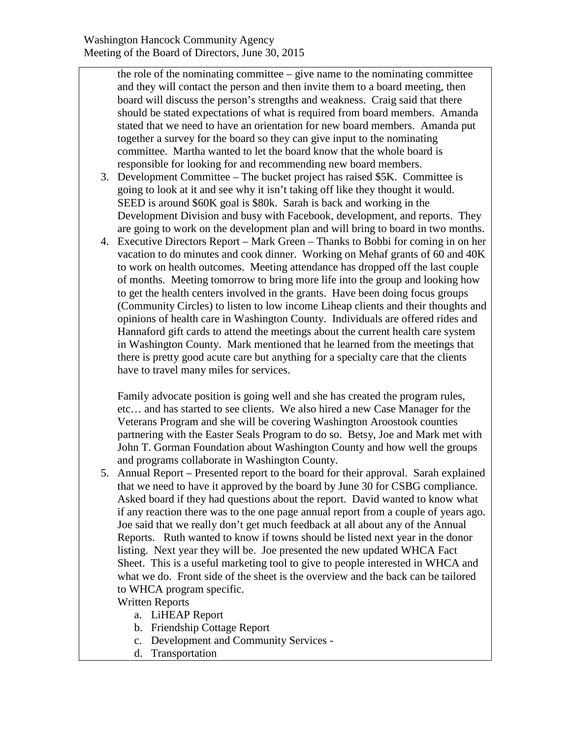the role of the nominating committee – give name to the nominating committee and they will contact the person and then invite them to a board meeting, then board will discuss the person's strengths and weakness. Craig said that there should be stated expectations of what is required from board members. Amanda stated that we need to have an orientation for new board members. Amanda put together a survey for the board so they can give input to the nominating committee. Martha wanted to let the board know that the whole board is responsible for looking for and recommending new board members.

3. Development Committee – The bucket project has raised $5K. Committee is going to look at it and see why it isn't taking off like they thought it would. SEED is around $60K goal is $80k. Sarah is back and working in the Development Division and busy with Facebook, development, and reports. They are going to work on the development plan and will bring to board in two months.
4. Executive Directors Report – Mark Green – Thanks to Bobbi for coming in on her vacation to do minutes and cook dinner. Working on Mehaf grants of 60 and 40K to work on health outcomes. Meeting attendance has dropped off the last couple of months. Meeting tomorrow to bring more life into the group and looking how to get the health centers involved in the grants. Have been doing focus groups (Community Circles) to listen to low income Liheap clients and their thoughts and opinions of health care in Washington County. Individuals are offered rides and Hannaford gift cards to attend the meetings about the current health care system in Washington County. Mark mentioned that he learned from the meetings that there is pretty good acute care but anything for a specialty care that the clients have to travel many miles for services.

   Family advocate position is going well and she has created the program rules, etc… and has started to see clients. We also hired a new Case Manager for the Veterans Program and she will be covering Washington Aroostook counties partnering with the Easter Seals Program to do so. Betsy, Joe and Mark met with John T. Gorman Foundation about Washington County and how well the groups and programs collaborate in Washington County.
5. Annual Report – Presented report to the board for their approval. Sarah explained that we need to have it approved by the board by June 30 for CSBG compliance. Asked board if they had questions about the report. David wanted to know what if any reaction there was to the one page annual report from a couple of years ago. Joe said that we really don't get much feedback at all about any of the Annual Reports. Ruth wanted to know if towns should be listed next year in the donor listing. Next year they will be. Joe presented the new updated WHCA Fact Sheet. This is a useful marketing tool to give to people interested in WHCA and what we do. Front side of the sheet is the overview and the back can be tailored to WHCA program specific.

   Written Reports
   a. LiHEAP Report
   b. Friendship Cottage Report
   c. Development and Community Services -
   d. Transportation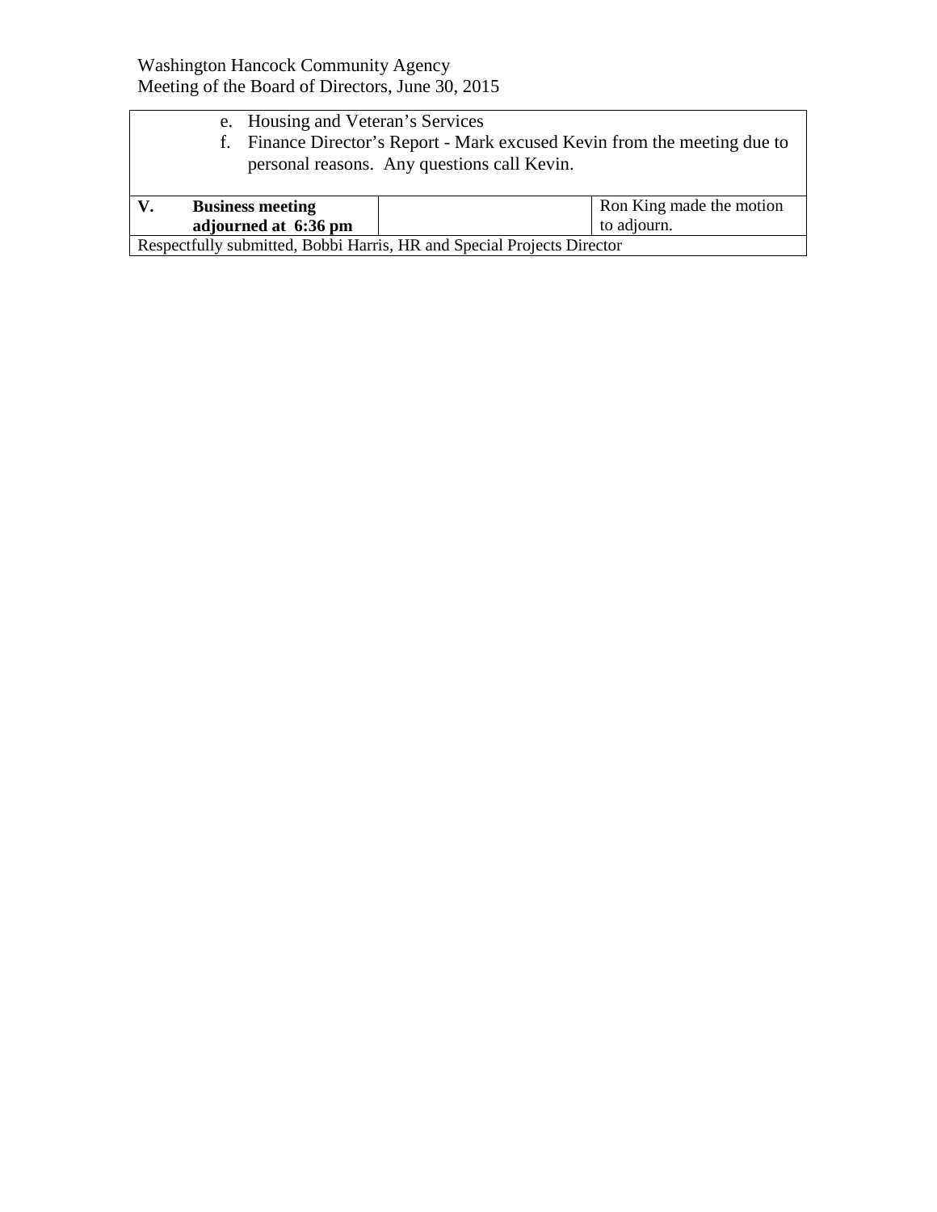| | | |
|---|---|---|
| e. Housing and Veteran's Services<br>f. Finance Director's Report - Mark excused Kevin from the meeting due to personal reasons. Any questions call Kevin. | | |
| **V. Business meeting adjourned at 6:36 pm** | | Ron King made the motion to adjourn. |
| Respectfully submitted, Bobbi Harris, HR and Special Projects Director | | |